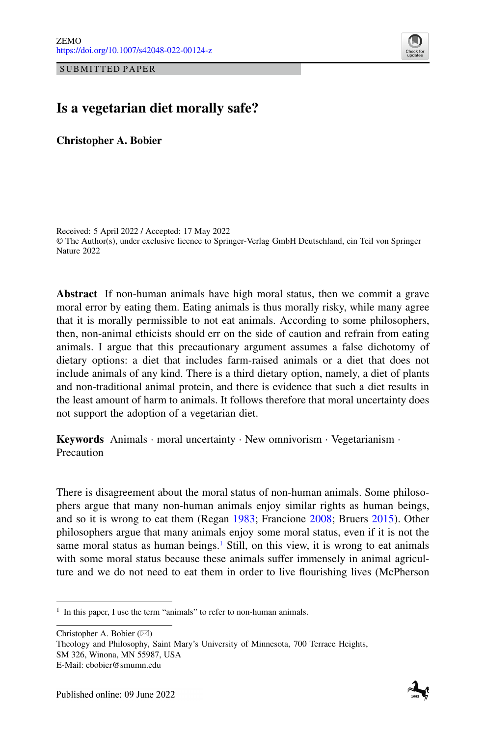ZEMO
https://doi.org/10.1007/s42048-022-00124-z

SUBMITTED PAPER

# Is a vegetarian diet morally safe?

**Christopher A. Bobier**

Received: 5 April 2022 / Accepted: 17 May 2022
© The Author(s), under exclusive licence to Springer-Verlag GmbH Deutschland, ein Teil von Springer Nature 2022

**Abstract** If non-human animals have high moral status, then we commit a grave moral error by eating them. Eating animals is thus morally risky, while many agree that it is morally permissible to not eat animals. According to some philosophers, then, non-animal ethicists should err on the side of caution and refrain from eating animals. I argue that this precautionary argument assumes a false dichotomy of dietary options: a diet that includes farm-raised animals or a diet that does not include animals of any kind. There is a third dietary option, namely, a diet of plants and non-traditional animal protein, and there is evidence that such a diet results in the least amount of harm to animals. It follows therefore that moral uncertainty does not support the adoption of a vegetarian diet.

**Keywords** Animals · moral uncertainty · New omnivorism · Vegetarianism · Precaution

There is disagreement about the moral status of non-human animals. Some philosophers argue that many non-human animals enjoy similar rights as human beings, and so it is wrong to eat them (Regan 1983; Francione 2008; Bruers 2015). Other philosophers argue that many animals enjoy some moral status, even if it is not the same moral status as human beings.[1] Still, on this view, it is wrong to eat animals with some moral status because these animals suffer immensely in animal agriculture and we do not need to eat them in order to live flourishing lives (McPherson

[1] In this paper, I use the term "animals" to refer to non-human animals.

Christopher A. Bobier (✉)
Theology and Philosophy, Saint Mary's University of Minnesota, 700 Terrace Heights, SM 326, Winona, MN 55987, USA
E-Mail: cbobier@smumn.edu

Published online: 09 June 2022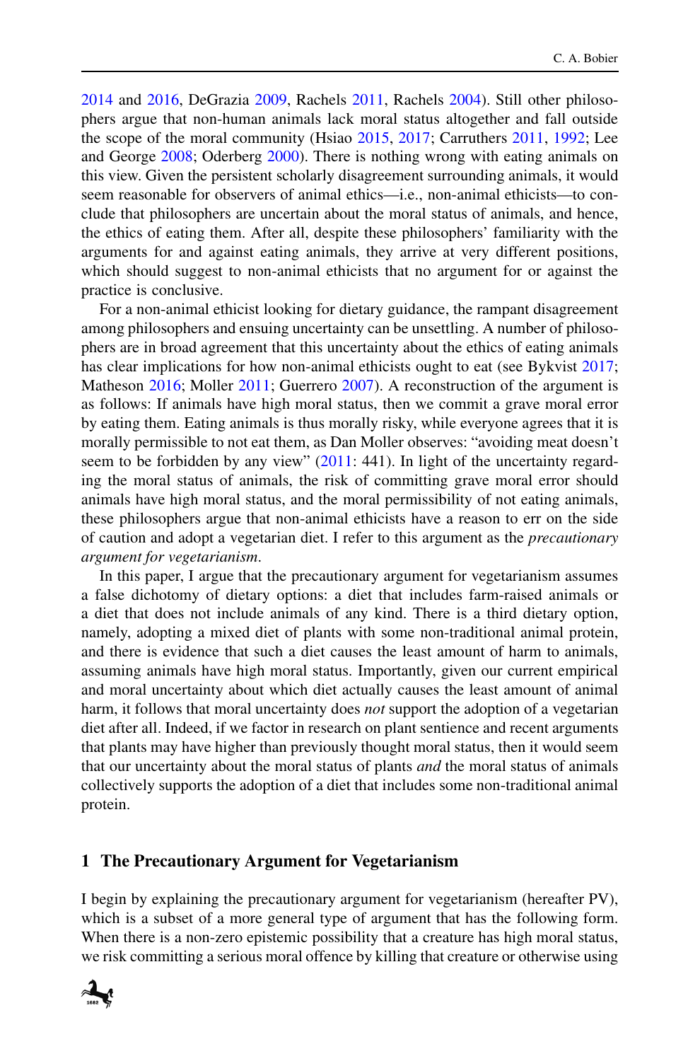2014 and 2016, DeGrazia 2009, Rachels 2011, Rachels 2004). Still other philosophers argue that non-human animals lack moral status altogether and fall outside the scope of the moral community (Hsiao 2015, 2017; Carruthers 2011, 1992; Lee and George 2008; Oderberg 2000). There is nothing wrong with eating animals on this view. Given the persistent scholarly disagreement surrounding animals, it would seem reasonable for observers of animal ethics—i.e., non-animal ethicists—to conclude that philosophers are uncertain about the moral status of animals, and hence, the ethics of eating them. After all, despite these philosophers' familiarity with the arguments for and against eating animals, they arrive at very different positions, which should suggest to non-animal ethicists that no argument for or against the practice is conclusive.

For a non-animal ethicist looking for dietary guidance, the rampant disagreement among philosophers and ensuing uncertainty can be unsettling. A number of philosophers are in broad agreement that this uncertainty about the ethics of eating animals has clear implications for how non-animal ethicists ought to eat (see Bykvist 2017; Matheson 2016; Moller 2011; Guerrero 2007). A reconstruction of the argument is as follows: If animals have high moral status, then we commit a grave moral error by eating them. Eating animals is thus morally risky, while everyone agrees that it is morally permissible to not eat them, as Dan Moller observes: "avoiding meat doesn't seem to be forbidden by any view" (2011: 441). In light of the uncertainty regarding the moral status of animals, the risk of committing grave moral error should animals have high moral status, and the moral permissibility of not eating animals, these philosophers argue that non-animal ethicists have a reason to err on the side of caution and adopt a vegetarian diet. I refer to this argument as the *precautionary argument for vegetarianism*.

In this paper, I argue that the precautionary argument for vegetarianism assumes a false dichotomy of dietary options: a diet that includes farm-raised animals or a diet that does not include animals of any kind. There is a third dietary option, namely, adopting a mixed diet of plants with some non-traditional animal protein, and there is evidence that such a diet causes the least amount of harm to animals, assuming animals have high moral status. Importantly, given our current empirical and moral uncertainty about which diet actually causes the least amount of animal harm, it follows that moral uncertainty does *not* support the adoption of a vegetarian diet after all. Indeed, if we factor in research on plant sentience and recent arguments that plants may have higher than previously thought moral status, then it would seem that our uncertainty about the moral status of plants *and* the moral status of animals collectively supports the adoption of a diet that includes some non-traditional animal protein.

## 1 The Precautionary Argument for Vegetarianism

I begin by explaining the precautionary argument for vegetarianism (hereafter PV), which is a subset of a more general type of argument that has the following form. When there is a non-zero epistemic possibility that a creature has high moral status, we risk committing a serious moral offence by killing that creature or otherwise using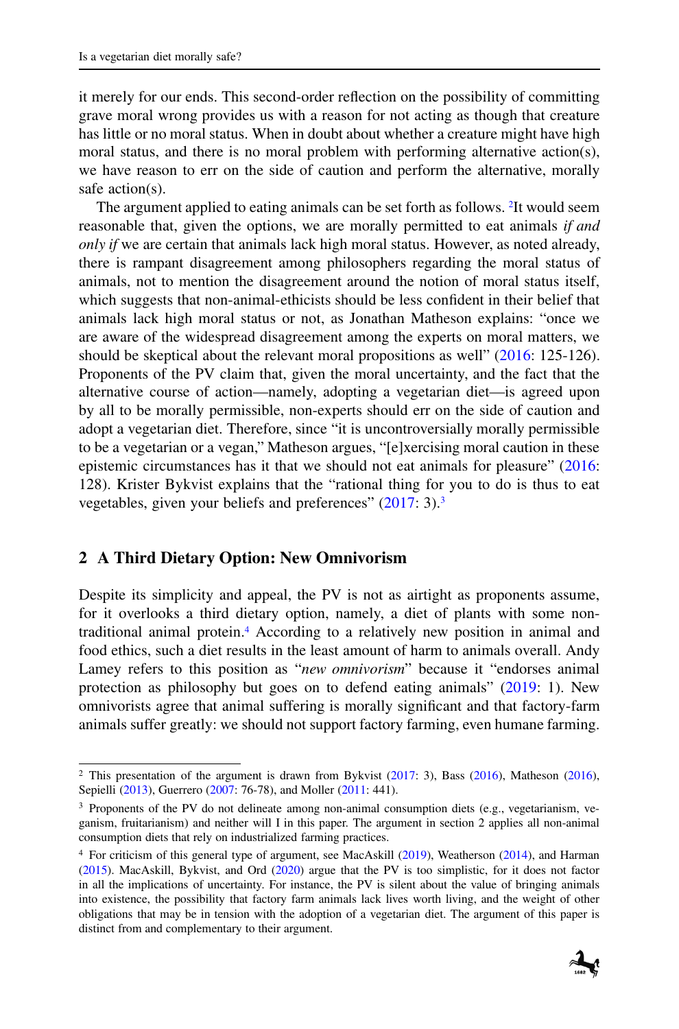it merely for our ends. This second-order reflection on the possibility of committing grave moral wrong provides us with a reason for not acting as though that creature has little or no moral status. When in doubt about whether a creature might have high moral status, and there is no moral problem with performing alternative action(s), we have reason to err on the side of caution and perform the alternative, morally safe action(s).

The argument applied to eating animals can be set forth as follows. [2]It would seem reasonable that, given the options, we are morally permitted to eat animals *if and only if* we are certain that animals lack high moral status. However, as noted already, there is rampant disagreement among philosophers regarding the moral status of animals, not to mention the disagreement around the notion of moral status itself, which suggests that non-animal-ethicists should be less confident in their belief that animals lack high moral status or not, as Jonathan Matheson explains: "once we are aware of the widespread disagreement among the experts on moral matters, we should be skeptical about the relevant moral propositions as well" (2016: 125-126). Proponents of the PV claim that, given the moral uncertainty, and the fact that the alternative course of action—namely, adopting a vegetarian diet—is agreed upon by all to be morally permissible, non-experts should err on the side of caution and adopt a vegetarian diet. Therefore, since "it is uncontroversially morally permissible to be a vegetarian or a vegan," Matheson argues, "[e]xercising moral caution in these epistemic circumstances has it that we should not eat animals for pleasure" (2016: 128). Krister Bykvist explains that the "rational thing for you to do is thus to eat vegetables, given your beliefs and preferences" (2017: 3).[3]

## 2 A Third Dietary Option: New Omnivorism

Despite its simplicity and appeal, the PV is not as airtight as proponents assume, for it overlooks a third dietary option, namely, a diet of plants with some non-traditional animal protein.[4] According to a relatively new position in animal and food ethics, such a diet results in the least amount of harm to animals overall. Andy Lamey refers to this position as "*new omnivorism*" because it "endorses animal protection as philosophy but goes on to defend eating animals" (2019: 1). New omnivorists agree that animal suffering is morally significant and that factory-farm animals suffer greatly: we should not support factory farming, even humane farming.

---

[2] This presentation of the argument is drawn from Bykvist (2017: 3), Bass (2016), Matheson (2016), Sepielli (2013), Guerrero (2007: 76-78), and Moller (2011: 441).

[3] Proponents of the PV do not delineate among non-animal consumption diets (e.g., vegetarianism, veganism, fruitarianism) and neither will I in this paper. The argument in section 2 applies all non-animal consumption diets that rely on industrialized farming practices.

[4] For criticism of this general type of argument, see MacAskill (2019), Weatherson (2014), and Harman (2015). MacAskill, Bykvist, and Ord (2020) argue that the PV is too simplistic, for it does not factor in all the implications of uncertainty. For instance, the PV is silent about the value of bringing animals into existence, the possibility that factory farm animals lack lives worth living, and the weight of other obligations that may be in tension with the adoption of a vegetarian diet. The argument of this paper is distinct from and complementary to their argument.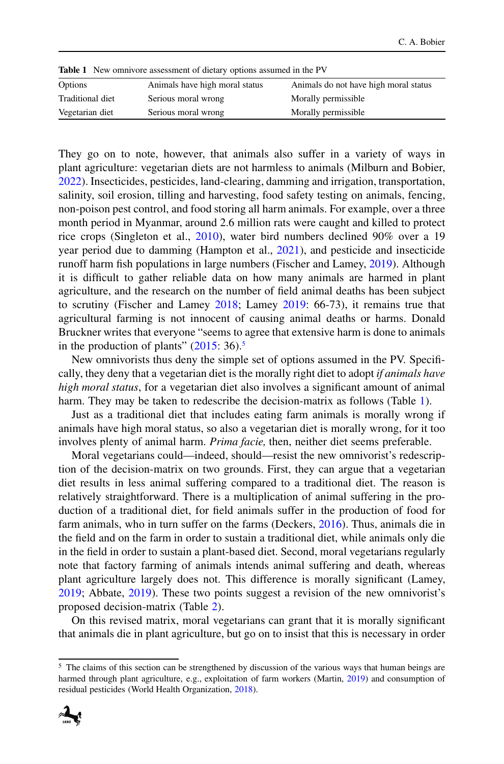**Table 1** New omnivore assessment of dietary options assumed in the PV

| Options | Animals have high moral status | Animals do not have high moral status |
|---|---|---|
| Traditional diet | Serious moral wrong | Morally permissible |
| Vegetarian diet | Serious moral wrong | Morally permissible |

They go on to note, however, that animals also suffer in a variety of ways in plant agriculture: vegetarian diets are not harmless to animals (Milburn and Bobier, 2022). Insecticides, pesticides, land-clearing, damming and irrigation, transportation, salinity, soil erosion, tilling and harvesting, food safety testing on animals, fencing, non-poison pest control, and food storing all harm animals. For example, over a three month period in Myanmar, around 2.6 million rats were caught and killed to protect rice crops (Singleton et al., 2010), water bird numbers declined 90% over a 19 year period due to damming (Hampton et al., 2021), and pesticide and insecticide runoff harm fish populations in large numbers (Fischer and Lamey, 2019). Although it is difficult to gather reliable data on how many animals are harmed in plant agriculture, and the research on the number of field animal deaths has been subject to scrutiny (Fischer and Lamey 2018; Lamey 2019: 66-73), it remains true that agricultural farming is not innocent of causing animal deaths or harms. Donald Bruckner writes that everyone "seems to agree that extensive harm is done to animals in the production of plants" (2015: 36).[5]

New omnivorists thus deny the simple set of options assumed in the PV. Specifically, they deny that a vegetarian diet is the morally right diet to adopt *if animals have high moral status*, for a vegetarian diet also involves a significant amount of animal harm. They may be taken to redescribe the decision-matrix as follows (Table 1).

Just as a traditional diet that includes eating farm animals is morally wrong if animals have high moral status, so also a vegetarian diet is morally wrong, for it too involves plenty of animal harm. *Prima facie,* then, neither diet seems preferable.

Moral vegetarians could—indeed, should—resist the new omnivorist's redescription of the decision-matrix on two grounds. First, they can argue that a vegetarian diet results in less animal suffering compared to a traditional diet. The reason is relatively straightforward. There is a multiplication of animal suffering in the production of a traditional diet, for field animals suffer in the production of food for farm animals, who in turn suffer on the farms (Deckers, 2016). Thus, animals die in the field and on the farm in order to sustain a traditional diet, while animals only die in the field in order to sustain a plant-based diet. Second, moral vegetarians regularly note that factory farming of animals intends animal suffering and death, whereas plant agriculture largely does not. This difference is morally significant (Lamey, 2019; Abbate, 2019). These two points suggest a revision of the new omnivorist's proposed decision-matrix (Table 2).

On this revised matrix, moral vegetarians can grant that it is morally significant that animals die in plant agriculture, but go on to insist that this is necessary in order

[5] The claims of this section can be strengthened by discussion of the various ways that human beings are harmed through plant agriculture, e.g., exploitation of farm workers (Martin, 2019) and consumption of residual pesticides (World Health Organization, 2018).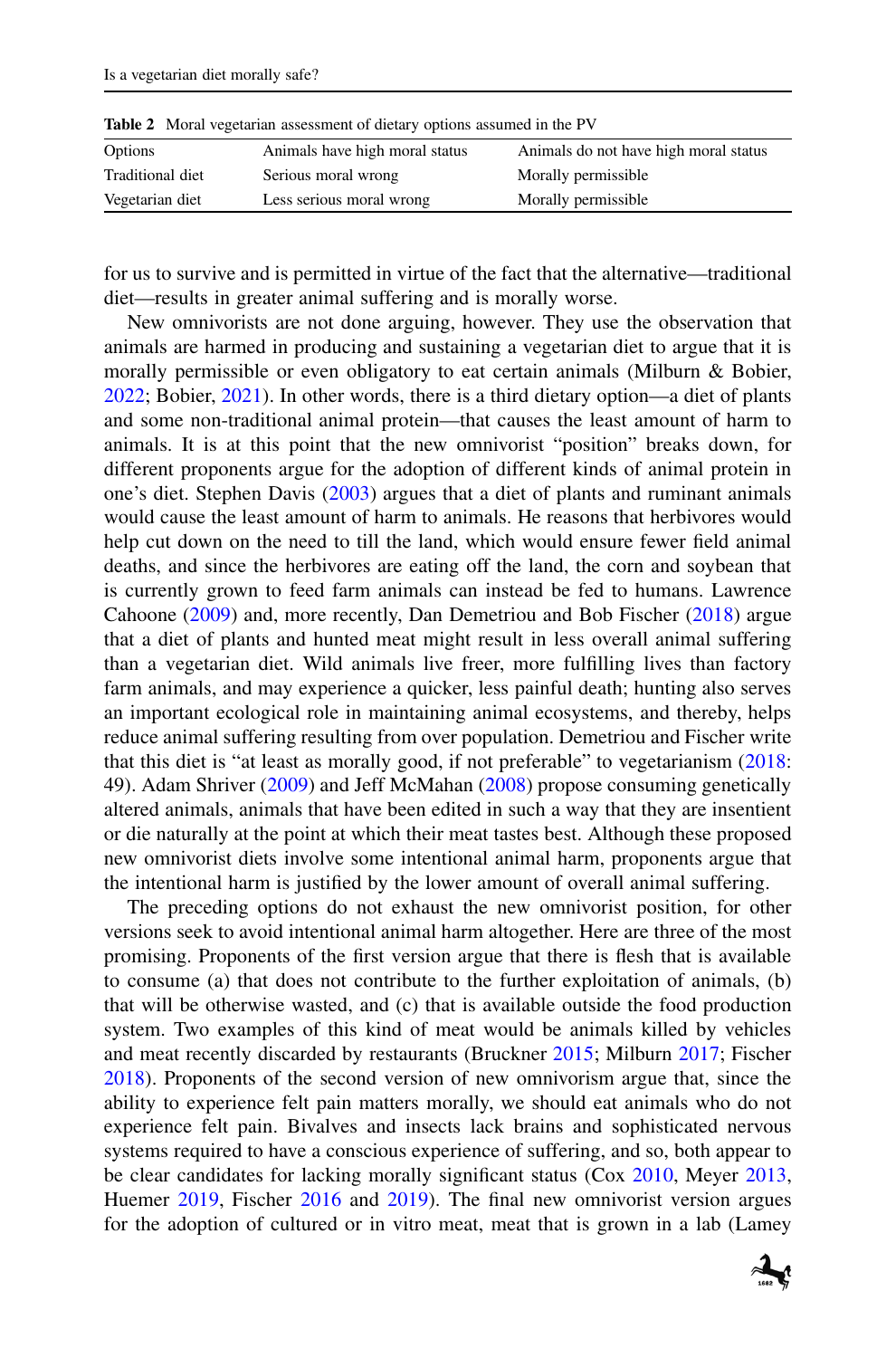**Table 2** Moral vegetarian assessment of dietary options assumed in the PV

| Options | Animals have high moral status | Animals do not have high moral status |
|---|---|---|
| Traditional diet | Serious moral wrong | Morally permissible |
| Vegetarian diet | Less serious moral wrong | Morally permissible |

for us to survive and is permitted in virtue of the fact that the alternative—traditional diet—results in greater animal suffering and is morally worse.

New omnivorists are not done arguing, however. They use the observation that animals are harmed in producing and sustaining a vegetarian diet to argue that it is morally permissible or even obligatory to eat certain animals (Milburn & Bobier, 2022; Bobier, 2021). In other words, there is a third dietary option—a diet of plants and some non-traditional animal protein—that causes the least amount of harm to animals. It is at this point that the new omnivorist "position" breaks down, for different proponents argue for the adoption of different kinds of animal protein in one's diet. Stephen Davis (2003) argues that a diet of plants and ruminant animals would cause the least amount of harm to animals. He reasons that herbivores would help cut down on the need to till the land, which would ensure fewer field animal deaths, and since the herbivores are eating off the land, the corn and soybean that is currently grown to feed farm animals can instead be fed to humans. Lawrence Cahoone (2009) and, more recently, Dan Demetriou and Bob Fischer (2018) argue that a diet of plants and hunted meat might result in less overall animal suffering than a vegetarian diet. Wild animals live freer, more fulfilling lives than factory farm animals, and may experience a quicker, less painful death; hunting also serves an important ecological role in maintaining animal ecosystems, and thereby, helps reduce animal suffering resulting from over population. Demetriou and Fischer write that this diet is "at least as morally good, if not preferable" to vegetarianism (2018: 49). Adam Shriver (2009) and Jeff McMahan (2008) propose consuming genetically altered animals, animals that have been edited in such a way that they are insentient or die naturally at the point at which their meat tastes best. Although these proposed new omnivorist diets involve some intentional animal harm, proponents argue that the intentional harm is justified by the lower amount of overall animal suffering.

The preceding options do not exhaust the new omnivorist position, for other versions seek to avoid intentional animal harm altogether. Here are three of the most promising. Proponents of the first version argue that there is flesh that is available to consume (a) that does not contribute to the further exploitation of animals, (b) that will be otherwise wasted, and (c) that is available outside the food production system. Two examples of this kind of meat would be animals killed by vehicles and meat recently discarded by restaurants (Bruckner 2015; Milburn 2017; Fischer 2018). Proponents of the second version of new omnivorism argue that, since the ability to experience felt pain matters morally, we should eat animals who do not experience felt pain. Bivalves and insects lack brains and sophisticated nervous systems required to have a conscious experience of suffering, and so, both appear to be clear candidates for lacking morally significant status (Cox 2010, Meyer 2013, Huemer 2019, Fischer 2016 and 2019). The final new omnivorist version argues for the adoption of cultured or in vitro meat, meat that is grown in a lab (Lamey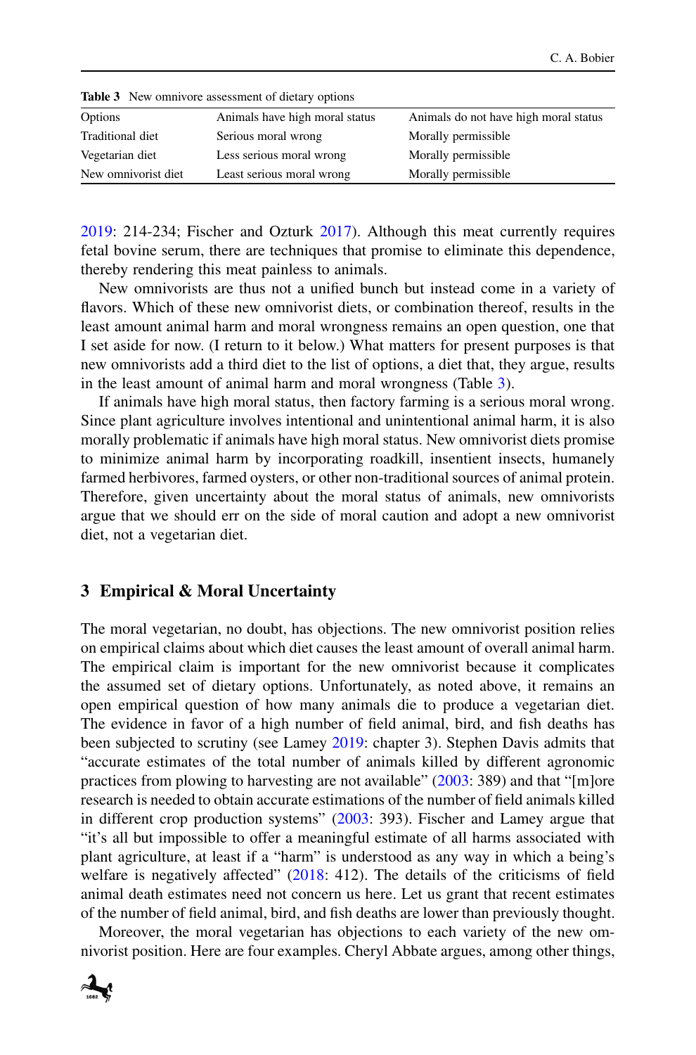**Table 3** New omnivore assessment of dietary options

| Options | Animals have high moral status | Animals do not have high moral status |
|---|---|---|
| Traditional diet | Serious moral wrong | Morally permissible |
| Vegetarian diet | Less serious moral wrong | Morally permissible |
| New omnivorist diet | Least serious moral wrong | Morally permissible |

2019: 214-234; Fischer and Ozturk 2017). Although this meat currently requires fetal bovine serum, there are techniques that promise to eliminate this dependence, thereby rendering this meat painless to animals.

New omnivorists are thus not a unified bunch but instead come in a variety of flavors. Which of these new omnivorist diets, or combination thereof, results in the least amount animal harm and moral wrongness remains an open question, one that I set aside for now. (I return to it below.) What matters for present purposes is that new omnivorists add a third diet to the list of options, a diet that, they argue, results in the least amount of animal harm and moral wrongness (Table 3).

If animals have high moral status, then factory farming is a serious moral wrong. Since plant agriculture involves intentional and unintentional animal harm, it is also morally problematic if animals have high moral status. New omnivorist diets promise to minimize animal harm by incorporating roadkill, insentient insects, humanely farmed herbivores, farmed oysters, or other non-traditional sources of animal protein. Therefore, given uncertainty about the moral status of animals, new omnivorists argue that we should err on the side of moral caution and adopt a new omnivorist diet, not a vegetarian diet.

## 3 Empirical & Moral Uncertainty

The moral vegetarian, no doubt, has objections. The new omnivorist position relies on empirical claims about which diet causes the least amount of overall animal harm. The empirical claim is important for the new omnivorist because it complicates the assumed set of dietary options. Unfortunately, as noted above, it remains an open empirical question of how many animals die to produce a vegetarian diet. The evidence in favor of a high number of field animal, bird, and fish deaths has been subjected to scrutiny (see Lamey 2019: chapter 3). Stephen Davis admits that "accurate estimates of the total number of animals killed by different agronomic practices from plowing to harvesting are not available" (2003: 389) and that "[m]ore research is needed to obtain accurate estimations of the number of field animals killed in different crop production systems" (2003: 393). Fischer and Lamey argue that "it's all but impossible to offer a meaningful estimate of all harms associated with plant agriculture, at least if a "harm" is understood as any way in which a being's welfare is negatively affected" (2018: 412). The details of the criticisms of field animal death estimates need not concern us here. Let us grant that recent estimates of the number of field animal, bird, and fish deaths are lower than previously thought.

Moreover, the moral vegetarian has objections to each variety of the new omnivorist position. Here are four examples. Cheryl Abbate argues, among other things,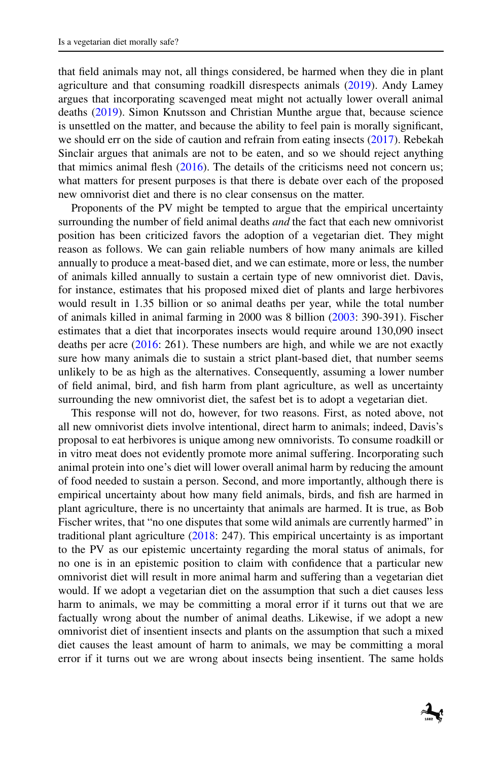that field animals may not, all things considered, be harmed when they die in plant agriculture and that consuming roadkill disrespects animals (2019). Andy Lamey argues that incorporating scavenged meat might not actually lower overall animal deaths (2019). Simon Knutsson and Christian Munthe argue that, because science is unsettled on the matter, and because the ability to feel pain is morally significant, we should err on the side of caution and refrain from eating insects (2017). Rebekah Sinclair argues that animals are not to be eaten, and so we should reject anything that mimics animal flesh (2016). The details of the criticisms need not concern us; what matters for present purposes is that there is debate over each of the proposed new omnivorist diet and there is no clear consensus on the matter.

Proponents of the PV might be tempted to argue that the empirical uncertainty surrounding the number of field animal deaths *and* the fact that each new omnivorist position has been criticized favors the adoption of a vegetarian diet. They might reason as follows. We can gain reliable numbers of how many animals are killed annually to produce a meat-based diet, and we can estimate, more or less, the number of animals killed annually to sustain a certain type of new omnivorist diet. Davis, for instance, estimates that his proposed mixed diet of plants and large herbivores would result in 1.35 billion or so animal deaths per year, while the total number of animals killed in animal farming in 2000 was 8 billion (2003: 390-391). Fischer estimates that a diet that incorporates insects would require around 130,090 insect deaths per acre (2016: 261). These numbers are high, and while we are not exactly sure how many animals die to sustain a strict plant-based diet, that number seems unlikely to be as high as the alternatives. Consequently, assuming a lower number of field animal, bird, and fish harm from plant agriculture, as well as uncertainty surrounding the new omnivorist diet, the safest bet is to adopt a vegetarian diet.

This response will not do, however, for two reasons. First, as noted above, not all new omnivorist diets involve intentional, direct harm to animals; indeed, Davis's proposal to eat herbivores is unique among new omnivorists. To consume roadkill or in vitro meat does not evidently promote more animal suffering. Incorporating such animal protein into one's diet will lower overall animal harm by reducing the amount of food needed to sustain a person. Second, and more importantly, although there is empirical uncertainty about how many field animals, birds, and fish are harmed in plant agriculture, there is no uncertainty that animals are harmed. It is true, as Bob Fischer writes, that "no one disputes that some wild animals are currently harmed" in traditional plant agriculture (2018: 247). This empirical uncertainty is as important to the PV as our epistemic uncertainty regarding the moral status of animals, for no one is in an epistemic position to claim with confidence that a particular new omnivorist diet will result in more animal harm and suffering than a vegetarian diet would. If we adopt a vegetarian diet on the assumption that such a diet causes less harm to animals, we may be committing a moral error if it turns out that we are factually wrong about the number of animal deaths. Likewise, if we adopt a new omnivorist diet of insentient insects and plants on the assumption that such a mixed diet causes the least amount of harm to animals, we may be committing a moral error if it turns out we are wrong about insects being insentient. The same holds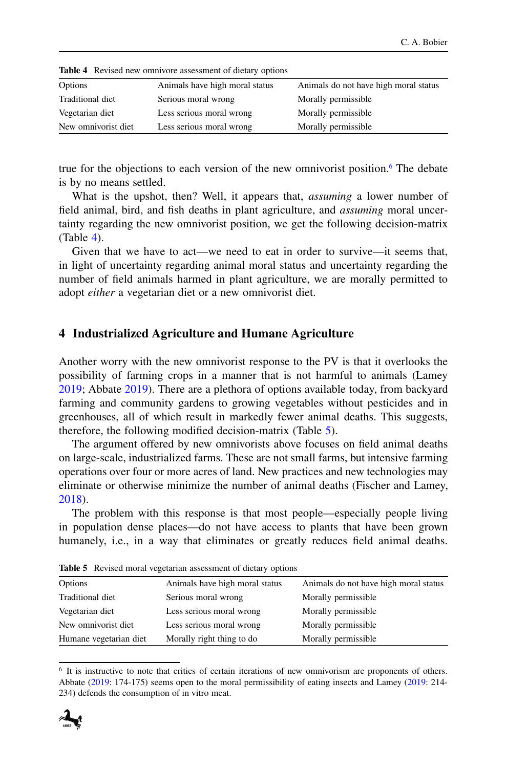**Table 4** Revised new omnivore assessment of dietary options

| Options | Animals have high moral status | Animals do not have high moral status |
|---|---|---|
| Traditional diet | Serious moral wrong | Morally permissible |
| Vegetarian diet | Less serious moral wrong | Morally permissible |
| New omnivorist diet | Less serious moral wrong | Morally permissible |

true for the objections to each version of the new omnivorist position.[6] The debate is by no means settled.

What is the upshot, then? Well, it appears that, *assuming* a lower number of field animal, bird, and fish deaths in plant agriculture, and *assuming* moral uncertainty regarding the new omnivorist position, we get the following decision-matrix (Table 4).

Given that we have to act—we need to eat in order to survive—it seems that, in light of uncertainty regarding animal moral status and uncertainty regarding the number of field animals harmed in plant agriculture, we are morally permitted to adopt *either* a vegetarian diet or a new omnivorist diet.

## 4 Industrialized Agriculture and Humane Agriculture

Another worry with the new omnivorist response to the PV is that it overlooks the possibility of farming crops in a manner that is not harmful to animals (Lamey 2019; Abbate 2019). There are a plethora of options available today, from backyard farming and community gardens to growing vegetables without pesticides and in greenhouses, all of which result in markedly fewer animal deaths. This suggests, therefore, the following modified decision-matrix (Table 5).

The argument offered by new omnivorists above focuses on field animal deaths on large-scale, industrialized farms. These are not small farms, but intensive farming operations over four or more acres of land. New practices and new technologies may eliminate or otherwise minimize the number of animal deaths (Fischer and Lamey, 2018).

The problem with this response is that most people—especially people living in population dense places—do not have access to plants that have been grown humanely, i.e., in a way that eliminates or greatly reduces field animal deaths.

**Table 5** Revised moral vegetarian assessment of dietary options

| Options | Animals have high moral status | Animals do not have high moral status |
|---|---|---|
| Traditional diet | Serious moral wrong | Morally permissible |
| Vegetarian diet | Less serious moral wrong | Morally permissible |
| New omnivorist diet | Less serious moral wrong | Morally permissible |
| Humane vegetarian diet | Morally right thing to do | Morally permissible |

[6] It is instructive to note that critics of certain iterations of new omnivorism are proponents of others. Abbate (2019: 174-175) seems open to the moral permissibility of eating insects and Lamey (2019: 214-234) defends the consumption of in vitro meat.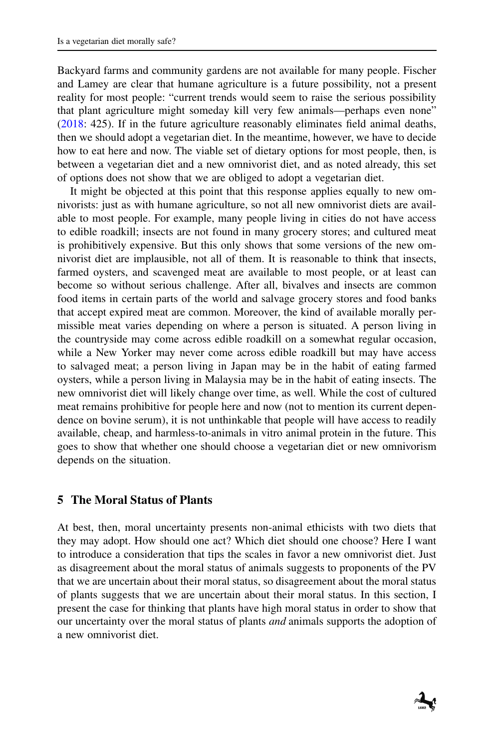Backyard farms and community gardens are not available for many people. Fischer and Lamey are clear that humane agriculture is a future possibility, not a present reality for most people: "current trends would seem to raise the serious possibility that plant agriculture might someday kill very few animals—perhaps even none" (2018: 425). If in the future agriculture reasonably eliminates field animal deaths, then we should adopt a vegetarian diet. In the meantime, however, we have to decide how to eat here and now. The viable set of dietary options for most people, then, is between a vegetarian diet and a new omnivorist diet, and as noted already, this set of options does not show that we are obliged to adopt a vegetarian diet.

It might be objected at this point that this response applies equally to new omnivorists: just as with humane agriculture, so not all new omnivorist diets are available to most people. For example, many people living in cities do not have access to edible roadkill; insects are not found in many grocery stores; and cultured meat is prohibitively expensive. But this only shows that some versions of the new omnivorist diet are implausible, not all of them. It is reasonable to think that insects, farmed oysters, and scavenged meat are available to most people, or at least can become so without serious challenge. After all, bivalves and insects are common food items in certain parts of the world and salvage grocery stores and food banks that accept expired meat are common. Moreover, the kind of available morally permissible meat varies depending on where a person is situated. A person living in the countryside may come across edible roadkill on a somewhat regular occasion, while a New Yorker may never come across edible roadkill but may have access to salvaged meat; a person living in Japan may be in the habit of eating farmed oysters, while a person living in Malaysia may be in the habit of eating insects. The new omnivorist diet will likely change over time, as well. While the cost of cultured meat remains prohibitive for people here and now (not to mention its current dependence on bovine serum), it is not unthinkable that people will have access to readily available, cheap, and harmless-to-animals in vitro animal protein in the future. This goes to show that whether one should choose a vegetarian diet or new omnivorism depends on the situation.

## 5 The Moral Status of Plants

At best, then, moral uncertainty presents non-animal ethicists with two diets that they may adopt. How should one act? Which diet should one choose? Here I want to introduce a consideration that tips the scales in favor a new omnivorist diet. Just as disagreement about the moral status of animals suggests to proponents of the PV that we are uncertain about their moral status, so disagreement about the moral status of plants suggests that we are uncertain about their moral status. In this section, I present the case for thinking that plants have high moral status in order to show that our uncertainty over the moral status of plants *and* animals supports the adoption of a new omnivorist diet.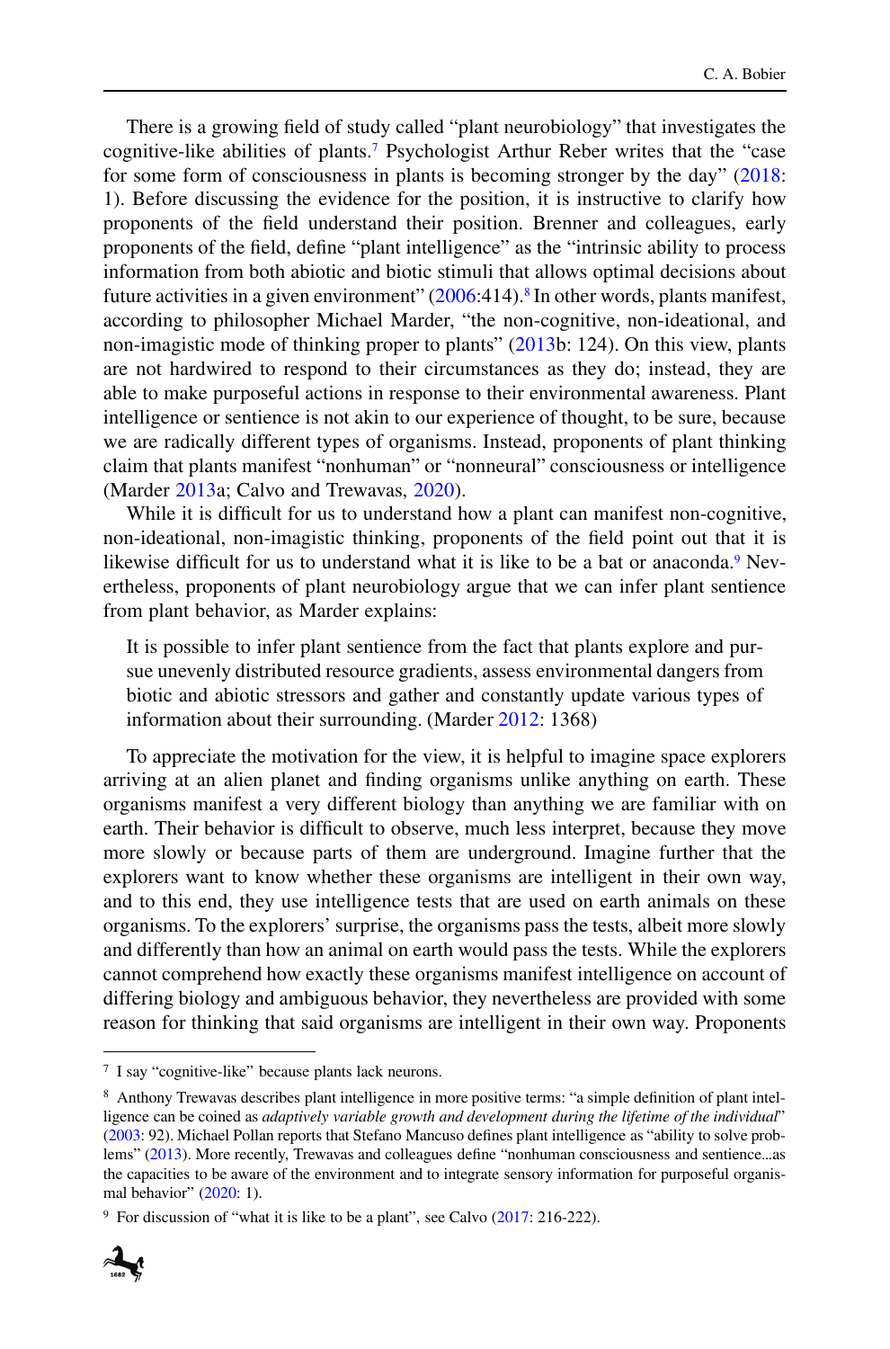There is a growing field of study called "plant neurobiology" that investigates the cognitive-like abilities of plants.[7] Psychologist Arthur Reber writes that the "case for some form of consciousness in plants is becoming stronger by the day" (2018: 1). Before discussing the evidence for the position, it is instructive to clarify how proponents of the field understand their position. Brenner and colleagues, early proponents of the field, define "plant intelligence" as the "intrinsic ability to process information from both abiotic and biotic stimuli that allows optimal decisions about future activities in a given environment" (2006:414).[8] In other words, plants manifest, according to philosopher Michael Marder, "the non-cognitive, non-ideational, and non-imagistic mode of thinking proper to plants" (2013b: 124). On this view, plants are not hardwired to respond to their circumstances as they do; instead, they are able to make purposeful actions in response to their environmental awareness. Plant intelligence or sentience is not akin to our experience of thought, to be sure, because we are radically different types of organisms. Instead, proponents of plant thinking claim that plants manifest "nonhuman" or "nonneural" consciousness or intelligence (Marder 2013a; Calvo and Trewavas, 2020).

While it is difficult for us to understand how a plant can manifest non-cognitive, non-ideational, non-imagistic thinking, proponents of the field point out that it is likewise difficult for us to understand what it is like to be a bat or anaconda.[9] Nevertheless, proponents of plant neurobiology argue that we can infer plant sentience from plant behavior, as Marder explains:

> It is possible to infer plant sentience from the fact that plants explore and pursue unevenly distributed resource gradients, assess environmental dangers from biotic and abiotic stressors and gather and constantly update various types of information about their surrounding. (Marder 2012: 1368)

To appreciate the motivation for the view, it is helpful to imagine space explorers arriving at an alien planet and finding organisms unlike anything on earth. These organisms manifest a very different biology than anything we are familiar with on earth. Their behavior is difficult to observe, much less interpret, because they move more slowly or because parts of them are underground. Imagine further that the explorers want to know whether these organisms are intelligent in their own way, and to this end, they use intelligence tests that are used on earth animals on these organisms. To the explorers' surprise, the organisms pass the tests, albeit more slowly and differently than how an animal on earth would pass the tests. While the explorers cannot comprehend how exactly these organisms manifest intelligence on account of differing biology and ambiguous behavior, they nevertheless are provided with some reason for thinking that said organisms are intelligent in their own way. Proponents

---

[7] I say "cognitive-like" because plants lack neurons.

[8] Anthony Trewavas describes plant intelligence in more positive terms: "a simple definition of plant intelligence can be coined as *adaptively variable growth and development during the lifetime of the individual*" (2003: 92). Michael Pollan reports that Stefano Mancuso defines plant intelligence as "ability to solve problems" (2013). More recently, Trewavas and colleagues define "nonhuman consciousness and sentience...as the capacities to be aware of the environment and to integrate sensory information for purposeful organismal behavior" (2020: 1).

[9] For discussion of "what it is like to be a plant", see Calvo (2017: 216-222).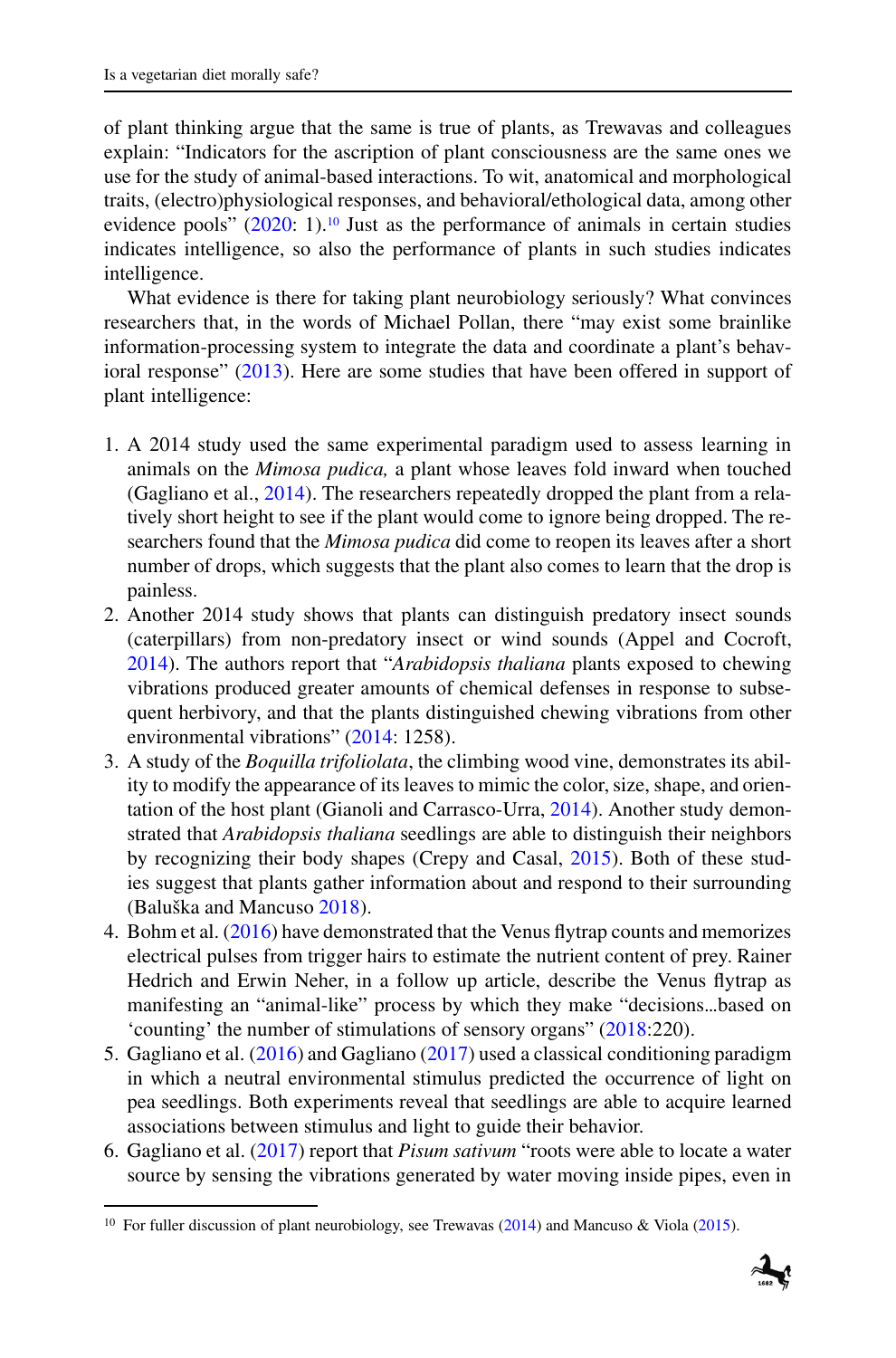of plant thinking argue that the same is true of plants, as Trewavas and colleagues explain: "Indicators for the ascription of plant consciousness are the same ones we use for the study of animal-based interactions. To wit, anatomical and morphological traits, (electro)physiological responses, and behavioral/ethological data, among other evidence pools" (2020: 1).[10] Just as the performance of animals in certain studies indicates intelligence, so also the performance of plants in such studies indicates intelligence.

What evidence is there for taking plant neurobiology seriously? What convinces researchers that, in the words of Michael Pollan, there "may exist some brainlike information-processing system to integrate the data and coordinate a plant's behavioral response" (2013). Here are some studies that have been offered in support of plant intelligence:

1. A 2014 study used the same experimental paradigm used to assess learning in animals on the *Mimosa pudica,* a plant whose leaves fold inward when touched (Gagliano et al., 2014). The researchers repeatedly dropped the plant from a relatively short height to see if the plant would come to ignore being dropped. The researchers found that the *Mimosa pudica* did come to reopen its leaves after a short number of drops, which suggests that the plant also comes to learn that the drop is painless.
2. Another 2014 study shows that plants can distinguish predatory insect sounds (caterpillars) from non-predatory insect or wind sounds (Appel and Cocroft, 2014). The authors report that "*Arabidopsis thaliana* plants exposed to chewing vibrations produced greater amounts of chemical defenses in response to subsequent herbivory, and that the plants distinguished chewing vibrations from other environmental vibrations" (2014: 1258).
3. A study of the *Boquilla trifoliolata*, the climbing wood vine, demonstrates its ability to modify the appearance of its leaves to mimic the color, size, shape, and orientation of the host plant (Gianoli and Carrasco-Urra, 2014). Another study demonstrated that *Arabidopsis thaliana* seedlings are able to distinguish their neighbors by recognizing their body shapes (Crepy and Casal, 2015). Both of these studies suggest that plants gather information about and respond to their surrounding (Baluška and Mancuso 2018).
4. Bohm et al. (2016) have demonstrated that the Venus flytrap counts and memorizes electrical pulses from trigger hairs to estimate the nutrient content of prey. Rainer Hedrich and Erwin Neher, in a follow up article, describe the Venus flytrap as manifesting an "animal-like" process by which they make "decisions...based on 'counting' the number of stimulations of sensory organs" (2018:220).
5. Gagliano et al. (2016) and Gagliano (2017) used a classical conditioning paradigm in which a neutral environmental stimulus predicted the occurrence of light on pea seedlings. Both experiments reveal that seedlings are able to acquire learned associations between stimulus and light to guide their behavior.
6. Gagliano et al. (2017) report that *Pisum sativum* "roots were able to locate a water source by sensing the vibrations generated by water moving inside pipes, even in

[10] For fuller discussion of plant neurobiology, see Trewavas (2014) and Mancuso & Viola (2015).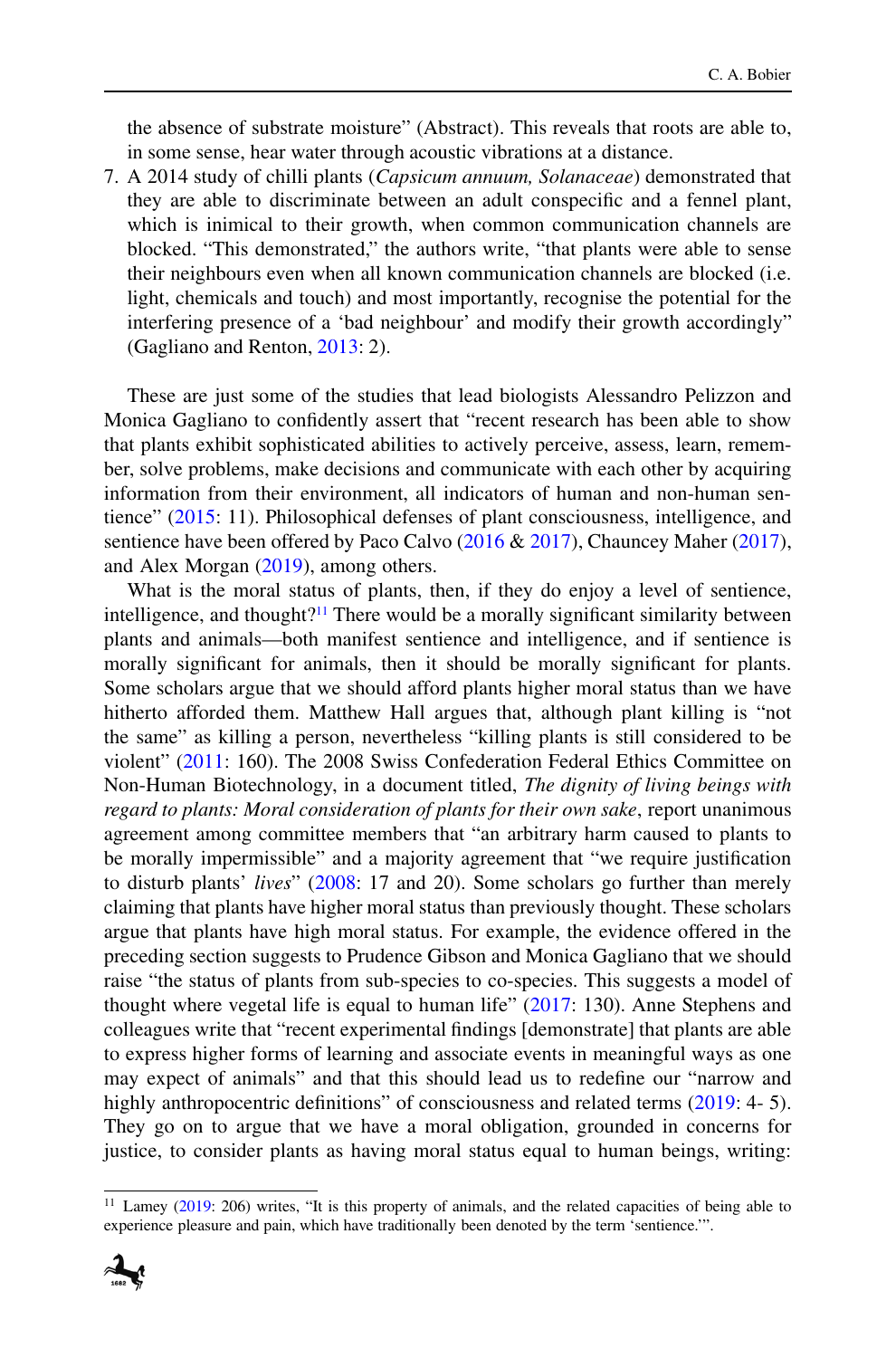the absence of substrate moisture" (Abstract). This reveals that roots are able to, in some sense, hear water through acoustic vibrations at a distance.

7. A 2014 study of chilli plants (*Capsicum annuum, Solanaceae*) demonstrated that they are able to discriminate between an adult conspecific and a fennel plant, which is inimical to their growth, when common communication channels are blocked. "This demonstrated," the authors write, "that plants were able to sense their neighbours even when all known communication channels are blocked (i.e. light, chemicals and touch) and most importantly, recognise the potential for the interfering presence of a 'bad neighbour' and modify their growth accordingly" (Gagliano and Renton, 2013: 2).

These are just some of the studies that lead biologists Alessandro Pelizzon and Monica Gagliano to confidently assert that "recent research has been able to show that plants exhibit sophisticated abilities to actively perceive, assess, learn, remember, solve problems, make decisions and communicate with each other by acquiring information from their environment, all indicators of human and non-human sentience" (2015: 11). Philosophical defenses of plant consciousness, intelligence, and sentience have been offered by Paco Calvo (2016 & 2017), Chauncey Maher (2017), and Alex Morgan (2019), among others.

What is the moral status of plants, then, if they do enjoy a level of sentience, intelligence, and thought?[11] There would be a morally significant similarity between plants and animals—both manifest sentience and intelligence, and if sentience is morally significant for animals, then it should be morally significant for plants. Some scholars argue that we should afford plants higher moral status than we have hitherto afforded them. Matthew Hall argues that, although plant killing is "not the same" as killing a person, nevertheless "killing plants is still considered to be violent" (2011: 160). The 2008 Swiss Confederation Federal Ethics Committee on Non-Human Biotechnology, in a document titled, *The dignity of living beings with regard to plants: Moral consideration of plants for their own sake*, report unanimous agreement among committee members that "an arbitrary harm caused to plants to be morally impermissible" and a majority agreement that "we require justification to disturb plants' *lives*" (2008: 17 and 20). Some scholars go further than merely claiming that plants have higher moral status than previously thought. These scholars argue that plants have high moral status. For example, the evidence offered in the preceding section suggests to Prudence Gibson and Monica Gagliano that we should raise "the status of plants from sub-species to co-species. This suggests a model of thought where vegetal life is equal to human life" (2017: 130). Anne Stephens and colleagues write that "recent experimental findings [demonstrate] that plants are able to express higher forms of learning and associate events in meaningful ways as one may expect of animals" and that this should lead us to redefine our "narrow and highly anthropocentric definitions" of consciousness and related terms (2019: 4- 5). They go on to argue that we have a moral obligation, grounded in concerns for justice, to consider plants as having moral status equal to human beings, writing:

[11] Lamey (2019: 206) writes, "It is this property of animals, and the related capacities of being able to experience pleasure and pain, which have traditionally been denoted by the term 'sentience.'".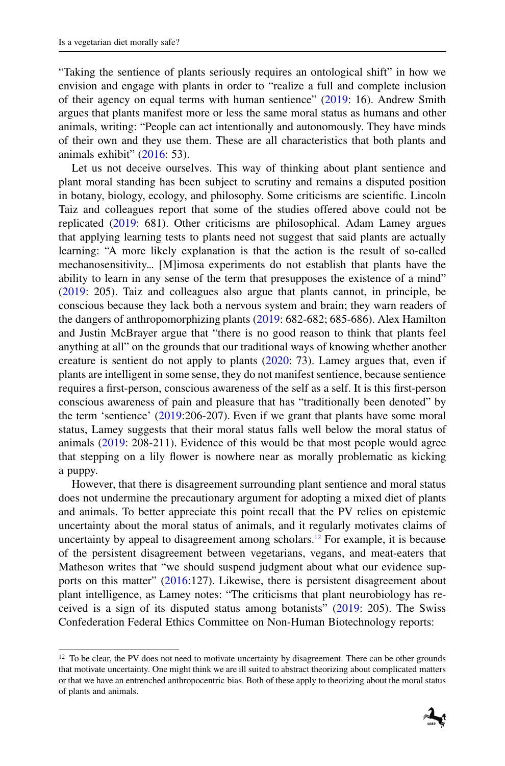"Taking the sentience of plants seriously requires an ontological shift" in how we envision and engage with plants in order to "realize a full and complete inclusion of their agency on equal terms with human sentience" (2019: 16). Andrew Smith argues that plants manifest more or less the same moral status as humans and other animals, writing: "People can act intentionally and autonomously. They have minds of their own and they use them. These are all characteristics that both plants and animals exhibit" (2016: 53).

Let us not deceive ourselves. This way of thinking about plant sentience and plant moral standing has been subject to scrutiny and remains a disputed position in botany, biology, ecology, and philosophy. Some criticisms are scientific. Lincoln Taiz and colleagues report that some of the studies offered above could not be replicated (2019: 681). Other criticisms are philosophical. Adam Lamey argues that applying learning tests to plants need not suggest that said plants are actually learning: "A more likely explanation is that the action is the result of so-called mechanosensitivity... [M]imosa experiments do not establish that plants have the ability to learn in any sense of the term that presupposes the existence of a mind" (2019: 205). Taiz and colleagues also argue that plants cannot, in principle, be conscious because they lack both a nervous system and brain; they warn readers of the dangers of anthropomorphizing plants (2019: 682-682; 685-686). Alex Hamilton and Justin McBrayer argue that "there is no good reason to think that plants feel anything at all" on the grounds that our traditional ways of knowing whether another creature is sentient do not apply to plants (2020: 73). Lamey argues that, even if plants are intelligent in some sense, they do not manifest sentience, because sentience requires a first-person, conscious awareness of the self as a self. It is this first-person conscious awareness of pain and pleasure that has "traditionally been denoted" by the term 'sentience' (2019:206-207). Even if we grant that plants have some moral status, Lamey suggests that their moral status falls well below the moral status of animals (2019: 208-211). Evidence of this would be that most people would agree that stepping on a lily flower is nowhere near as morally problematic as kicking a puppy.

However, that there is disagreement surrounding plant sentience and moral status does not undermine the precautionary argument for adopting a mixed diet of plants and animals. To better appreciate this point recall that the PV relies on epistemic uncertainty about the moral status of animals, and it regularly motivates claims of uncertainty by appeal to disagreement among scholars.[12] For example, it is because of the persistent disagreement between vegetarians, vegans, and meat-eaters that Matheson writes that "we should suspend judgment about what our evidence supports on this matter" (2016:127). Likewise, there is persistent disagreement about plant intelligence, as Lamey notes: "The criticisms that plant neurobiology has received is a sign of its disputed status among botanists" (2019: 205). The Swiss Confederation Federal Ethics Committee on Non-Human Biotechnology reports:

[12] To be clear, the PV does not need to motivate uncertainty by disagreement. There can be other grounds that motivate uncertainty. One might think we are ill suited to abstract theorizing about complicated matters or that we have an entrenched anthropocentric bias. Both of these apply to theorizing about the moral status of plants and animals.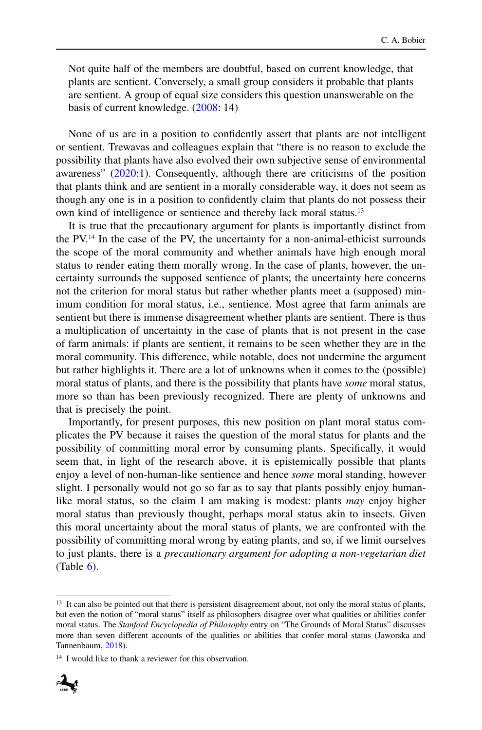> Not quite half of the members are doubtful, based on current knowledge, that plants are sentient. Conversely, a small group considers it probable that plants are sentient. A group of equal size considers this question unanswerable on the basis of current knowledge. (2008: 14)

None of us are in a position to confidently assert that plants are not intelligent or sentient. Trewavas and colleagues explain that "there is no reason to exclude the possibility that plants have also evolved their own subjective sense of environmental awareness" (2020:1). Consequently, although there are criticisms of the position that plants think and are sentient in a morally considerable way, it does not seem as though any one is in a position to confidently claim that plants do not possess their own kind of intelligence or sentience and thereby lack moral status.[13]

It is true that the precautionary argument for plants is importantly distinct from the PV.[14] In the case of the PV, the uncertainty for a non-animal-ethicist surrounds the scope of the moral community and whether animals have high enough moral status to render eating them morally wrong. In the case of plants, however, the uncertainty surrounds the supposed sentience of plants; the uncertainty here concerns not the criterion for moral status but rather whether plants meet a (supposed) minimum condition for moral status, i.e., sentience. Most agree that farm animals are sentient but there is immense disagreement whether plants are sentient. There is thus a multiplication of uncertainty in the case of plants that is not present in the case of farm animals: if plants are sentient, it remains to be seen whether they are in the moral community. This difference, while notable, does not undermine the argument but rather highlights it. There are a lot of unknowns when it comes to the (possible) moral status of plants, and there is the possibility that plants have *some* moral status, more so than has been previously recognized. There are plenty of unknowns and that is precisely the point.

Importantly, for present purposes, this new position on plant moral status complicates the PV because it raises the question of the moral status for plants and the possibility of committing moral error by consuming plants. Specifically, it would seem that, in light of the research above, it is epistemically possible that plants enjoy a level of non-human-like sentience and hence *some* moral standing, however slight. I personally would not go so far as to say that plants possibly enjoy human-like moral status, so the claim I am making is modest: plants *may* enjoy higher moral status than previously thought, perhaps moral status akin to insects. Given this moral uncertainty about the moral status of plants, we are confronted with the possibility of committing moral wrong by eating plants, and so, if we limit ourselves to just plants, there is a *precautionary argument for adopting a non-vegetarian diet* (Table 6).

---

[13] It can also be pointed out that there is persistent disagreement about, not only the moral status of plants, but even the notion of "moral status" itself as philosophers disagree over what qualities or abilities confer moral status. The *Stanford Encyclopedia of Philosophy* entry on "The Grounds of Moral Status" discusses more than seven different accounts of the qualities or abilities that confer moral status (Jaworska and Tannenbaum, 2018).

[14] I would like to thank a reviewer for this observation.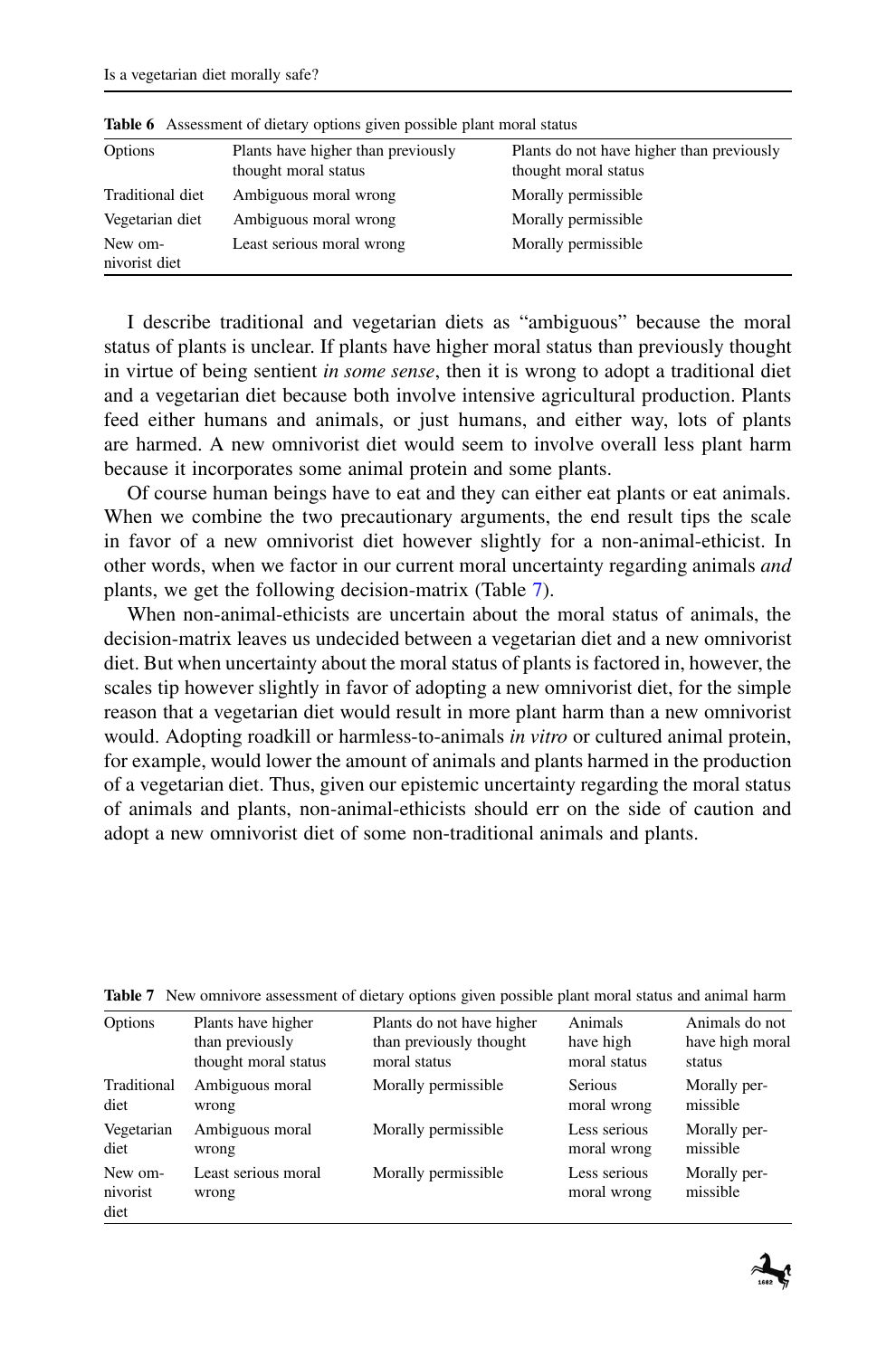**Table 6** Assessment of dietary options given possible plant moral status

| Options | Plants have higher than previously thought moral status | Plants do not have higher than previously thought moral status |
|---|---|---|
| Traditional diet | Ambiguous moral wrong | Morally permissible |
| Vegetarian diet | Ambiguous moral wrong | Morally permissible |
| New omnivorist diet | Least serious moral wrong | Morally permissible |

I describe traditional and vegetarian diets as "ambiguous" because the moral status of plants is unclear. If plants have higher moral status than previously thought in virtue of being sentient *in some sense*, then it is wrong to adopt a traditional diet and a vegetarian diet because both involve intensive agricultural production. Plants feed either humans and animals, or just humans, and either way, lots of plants are harmed. A new omnivorist diet would seem to involve overall less plant harm because it incorporates some animal protein and some plants.

Of course human beings have to eat and they can either eat plants or eat animals. When we combine the two precautionary arguments, the end result tips the scale in favor of a new omnivorist diet however slightly for a non-animal-ethicist. In other words, when we factor in our current moral uncertainty regarding animals *and* plants, we get the following decision-matrix (Table 7).

When non-animal-ethicists are uncertain about the moral status of animals, the decision-matrix leaves us undecided between a vegetarian diet and a new omnivorist diet. But when uncertainty about the moral status of plants is factored in, however, the scales tip however slightly in favor of adopting a new omnivorist diet, for the simple reason that a vegetarian diet would result in more plant harm than a new omnivorist would. Adopting roadkill or harmless-to-animals *in vitro* or cultured animal protein, for example, would lower the amount of animals and plants harmed in the production of a vegetarian diet. Thus, given our epistemic uncertainty regarding the moral status of animals and plants, non-animal-ethicists should err on the side of caution and adopt a new omnivorist diet of some non-traditional animals and plants.

**Table 7** New omnivore assessment of dietary options given possible plant moral status and animal harm

| Options | Plants have higher than previously thought moral status | Plants do not have higher than previously thought moral status | Animals have high moral status | Animals do not have high moral status |
|---|---|---|---|---|
| Traditional diet | Ambiguous moral wrong | Morally permissible | Serious moral wrong | Morally permissible |
| Vegetarian diet | Ambiguous moral wrong | Morally permissible | Less serious moral wrong | Morally permissible |
| New omnivorist diet | Least serious moral wrong | Morally permissible | Less serious moral wrong | Morally permissible |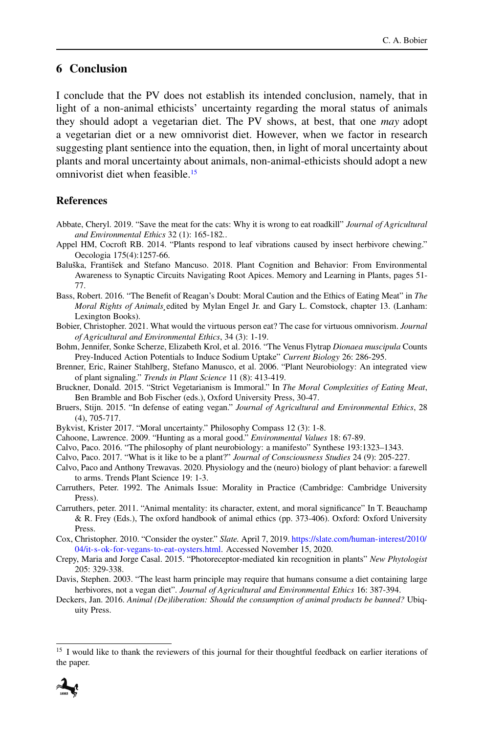## 6 Conclusion

I conclude that the PV does not establish its intended conclusion, namely, that in light of a non-animal ethicists' uncertainty regarding the moral status of animals they should adopt a vegetarian diet. The PV shows, at best, that one *may* adopt a vegetarian diet or a new omnivorist diet. However, when we factor in research suggesting plant sentience into the equation, then, in light of moral uncertainty about plants and moral uncertainty about animals, non-animal-ethicists should adopt a new omnivorist diet when feasible.[15]

### References

Abbate, Cheryl. 2019. "Save the meat for the cats: Why it is wrong to eat roadkill" *Journal of Agricultural and Environmental Ethics* 32 (1): 165-182..

Appel HM, Cocroft RB. 2014. "Plants respond to leaf vibrations caused by insect herbivore chewing." Oecologia 175(4):1257-66.

Baluška, František and Stefano Mancuso. 2018. Plant Cognition and Behavior: From Environmental Awareness to Synaptic Circuits Navigating Root Apices. Memory and Learning in Plants, pages 51-77.

Bass, Robert. 2016. "The Benefit of Reagan's Doubt: Moral Caution and the Ethics of Eating Meat" in *The Moral Rights of Animals*, edited by Mylan Engel Jr. and Gary L. Comstock, chapter 13. (Lanham: Lexington Books).

Bobier, Christopher. 2021. What would the virtuous person eat? The case for virtuous omnivorism. *Journal of Agricultural and Environmental Ethics*, 34 (3): 1-19.

Bohm, Jennifer, Sonke Scherze, Elizabeth Krol, et al. 2016. "The Venus Flytrap *Dionaea muscipula* Counts Prey-Induced Action Potentials to Induce Sodium Uptake" *Current Biology* 26: 286-295.

Brenner, Eric, Rainer Stahlberg, Stefano Manusco, et al. 2006. "Plant Neurobiology: An integrated view of plant signaling." *Trends in Plant Science* 11 (8): 413-419.

Bruckner, Donald. 2015. "Strict Vegetarianism is Immoral." In *The Moral Complexities of Eating Meat*, Ben Bramble and Bob Fischer (eds.), Oxford University Press, 30-47.

Bruers, Stijn. 2015. "In defense of eating vegan." *Journal of Agricultural and Environmental Ethics*, 28 (4), 705-717.

Bykvist, Krister 2017. "Moral uncertainty." Philosophy Compass 12 (3): 1-8.

Cahoone, Lawrence. 2009. "Hunting as a moral good." *Environmental Values* 18: 67-89.

Calvo, Paco. 2016. "The philosophy of plant neurobiology: a manifesto" Synthese 193:1323–1343.

Calvo, Paco. 2017. "What is it like to be a plant?" *Journal of Consciousness Studies* 24 (9): 205-227.

Calvo, Paco and Anthony Trewavas. 2020. Physiology and the (neuro) biology of plant behavior: a farewell to arms. Trends Plant Science 19: 1-3.

Carruthers, Peter. 1992. The Animals Issue: Morality in Practice (Cambridge: Cambridge University Press).

Carruthers, peter. 2011. "Animal mentality: its character, extent, and moral significance" In T. Beauchamp & R. Frey (Eds.), The oxford handbook of animal ethics (pp. 373-406). Oxford: Oxford University Press.

Cox, Christopher. 2010. "Consider the oyster." *Slate.* April 7, 2019. https://slate.com/human-interest/2010/04/it-s-ok-for-vegans-to-eat-oysters.html. Accessed November 15, 2020.

Crepy, Maria and Jorge Casal. 2015. "Photoreceptor-mediated kin recognition in plants" *New Phytologist* 205: 329-338.

Davis, Stephen. 2003. "The least harm principle may require that humans consume a diet containing large herbivores, not a vegan diet". *Journal of Agricultural and Environmental Ethics* 16: 387-394.

Deckers, Jan. 2016. *Animal (De)liberation: Should the consumption of animal products be banned?* Ubiquity Press.

[15] I would like to thank the reviewers of this journal for their thoughtful feedback on earlier iterations of the paper.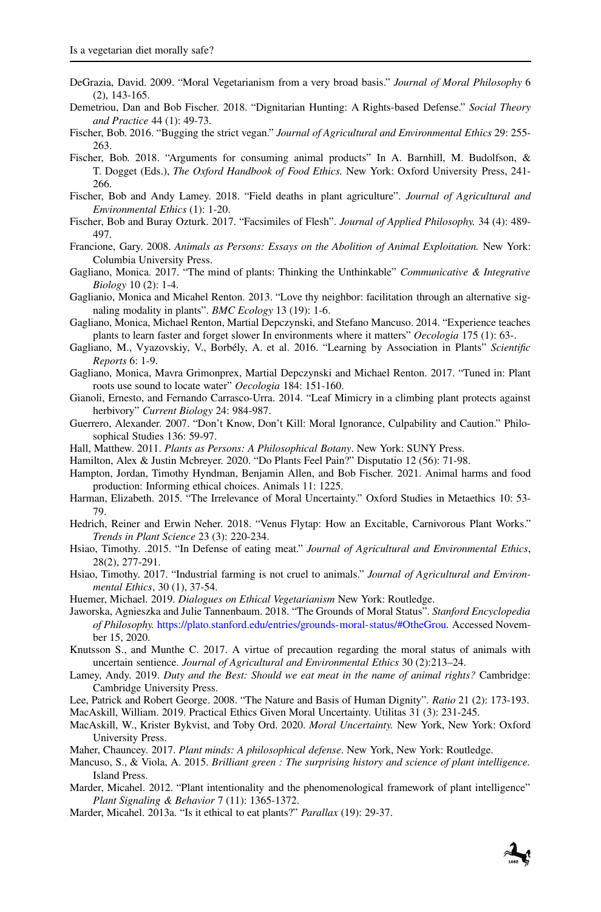DeGrazia, David. 2009. "Moral Vegetarianism from a very broad basis." *Journal of Moral Philosophy* 6 (2), 143-165.

Demetriou, Dan and Bob Fischer. 2018. "Dignitarian Hunting: A Rights-based Defense." *Social Theory and Practice* 44 (1): 49-73.

Fischer, Bob. 2016. "Bugging the strict vegan." *Journal of Agricultural and Environmental Ethics* 29: 255-263.

Fischer, Bob. 2018. "Arguments for consuming animal products" In A. Barnhill, M. Budolfson, & T. Dogget (Eds.), *The Oxford Handbook of Food Ethics.* New York: Oxford University Press, 241-266.

Fischer, Bob and Andy Lamey. 2018. "Field deaths in plant agriculture". *Journal of Agricultural and Environmental Ethics* (1): 1-20.

Fischer, Bob and Buray Ozturk. 2017. "Facsimiles of Flesh". *Journal of Applied Philosophy.* 34 (4): 489-497.

Francione, Gary. 2008. *Animals as Persons: Essays on the Abolition of Animal Exploitation.* New York: Columbia University Press.

Gagliano, Monica. 2017. "The mind of plants: Thinking the Unthinkable" *Communicative & Integrative Biology* 10 (2): 1-4.

Gaglianio, Monica and Micahel Renton. 2013. "Love thy neighbor: facilitation through an alternative signaling modality in plants". *BMC Ecology* 13 (19): 1-6.

Gagliano, Monica, Michael Renton, Martial Depczynski, and Stefano Mancuso. 2014. "Experience teaches plants to learn faster and forget slower In environments where it matters" *Oecologia* 175 (1): 63-.

Gagliano, M., Vyazovskiy, V., Borbély, A. et al. 2016. "Learning by Association in Plants" *Scientific Reports* 6: 1-9.

Gagliano, Monica, Mavra Grimonprex, Martial Depczynski and Michael Renton. 2017. "Tuned in: Plant roots use sound to locate water" *Oecologia* 184: 151-160.

Gianoli, Ernesto, and Fernando Carrasco-Urra. 2014. "Leaf Mimicry in a climbing plant protects against herbivory" *Current Biology* 24: 984-987.

Guerrero, Alexander. 2007. "Don't Know, Don't Kill: Moral Ignorance, Culpability and Caution." Philosophical Studies 136: 59-97.

Hall, Matthew. 2011. *Plants as Persons: A Philosophical Botany*. New York: SUNY Press.

Hamilton, Alex & Justin Mcbreyer. 2020. "Do Plants Feel Pain?" Disputatio 12 (56): 71-98.

Hampton, Jordan, Timothy Hyndman, Benjamin Allen, and Bob Fischer. 2021. Animal harms and food production: Informing ethical choices. Animals 11: 1225.

Harman, Elizabeth. 2015. "The Irrelevance of Moral Uncertainty." Oxford Studies in Metaethics 10: 53-79.

Hedrich, Reiner and Erwin Neher. 2018. "Venus Flytap: How an Excitable, Carnivorous Plant Works." *Trends in Plant Science* 23 (3): 220-234.

Hsiao, Timothy. .2015. "In Defense of eating meat." *Journal of Agricultural and Environmental Ethics*, 28(2), 277-291.

Hsiao, Timothy. 2017. "Industrial farming is not cruel to animals." *Journal of Agricultural and Environmental Ethics*, 30 (1), 37-54.

Huemer, Michael. 2019. *Dialogues on Ethical Vegetarianism* New York: Routledge.

Jaworska, Agnieszka and Julie Tannenbaum. 2018. "The Grounds of Moral Status". *Stanford Encyclopedia of Philosophy.* https://plato.stanford.edu/entries/grounds-moral-status/#OtheGrou. Accessed November 15, 2020.

Knutsson S., and Munthe C. 2017. A virtue of precaution regarding the moral status of animals with uncertain sentience. *Journal of Agricultural and Environmental Ethics* 30 (2):213–24.

Lamey, Andy. 2019. *Duty and the Best: Should we eat meat in the name of animal rights?* Cambridge: Cambridge University Press.

Lee, Patrick and Robert George. 2008. "The Nature and Basis of Human Dignity". *Ratio* 21 (2): 173-193.

MacAskill, William. 2019. Practical Ethics Given Moral Uncertainty. Utilitas 31 (3): 231-245.

MacAskill, W., Krister Bykvist, and Toby Ord. 2020. *Moral Uncertainty.* New York, New York: Oxford University Press.

Maher, Chauncey. 2017. *Plant minds: A philosophical defense*. New York, New York: Routledge.

Mancuso, S., & Viola, A. 2015. *Brilliant green : The surprising history and science of plant intelligence*. Island Press.

Marder, Micahel. 2012. "Plant intentionality and the phenomenological framework of plant intelligence" *Plant Signaling & Behavior* 7 (11): 1365-1372.

Marder, Micahel. 2013a. "Is it ethical to eat plants?" *Parallax* (19): 29-37.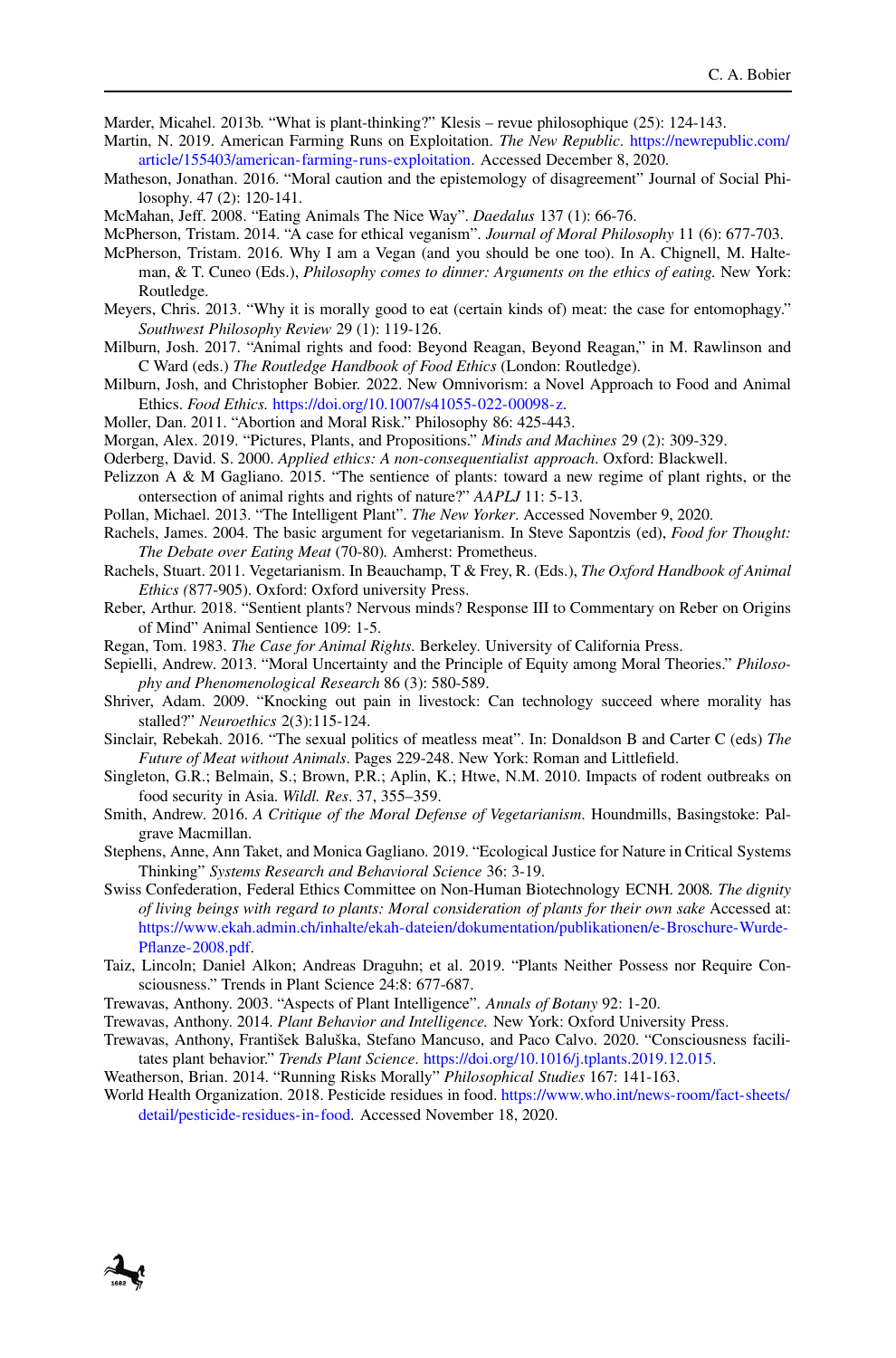Marder, Micahel. 2013b. “What is plant-thinking?” Klesis – revue philosophique (25): 124-143.

Martin, N. 2019. American Farming Runs on Exploitation. *The New Republic*. https://newrepublic.com/article/155403/american-farming-runs-exploitation. Accessed December 8, 2020.

Matheson, Jonathan. 2016. “Moral caution and the epistemology of disagreement” Journal of Social Philosophy. 47 (2): 120-141.

McMahan, Jeff. 2008. “Eating Animals The Nice Way”. *Daedalus* 137 (1): 66-76.

McPherson, Tristam. 2014. “A case for ethical veganism”. *Journal of Moral Philosophy* 11 (6): 677-703.

McPherson, Tristam. 2016. Why I am a Vegan (and you should be one too). In A. Chignell, M. Halteman, & T. Cuneo (Eds.), *Philosophy comes to dinner: Arguments on the ethics of eating.* New York: Routledge.

Meyers, Chris. 2013. “Why it is morally good to eat (certain kinds of) meat: the case for entomophagy.” *Southwest Philosophy Review* 29 (1): 119-126.

Milburn, Josh. 2017. “Animal rights and food: Beyond Reagan, Beyond Reagan,” in M. Rawlinson and C Ward (eds.) *The Routledge Handbook of Food Ethics* (London: Routledge).

Milburn, Josh, and Christopher Bobier. 2022. New Omnivorism: a Novel Approach to Food and Animal Ethics. *Food Ethics.* https://doi.org/10.1007/s41055-022-00098-z.

Moller, Dan. 2011. “Abortion and Moral Risk.” Philosophy 86: 425-443.

Morgan, Alex. 2019. “Pictures, Plants, and Propositions.” *Minds and Machines* 29 (2): 309-329.

Oderberg, David. S. 2000. *Applied ethics: A non-consequentialist approach*. Oxford: Blackwell.

Pelizzon A & M Gagliano. 2015. “The sentience of plants: toward a new regime of plant rights, or the ontersection of animal rights and rights of nature?” *AAPLJ* 11: 5-13.

Pollan, Michael. 2013. “The Intelligent Plant”. *The New Yorker*. Accessed November 9, 2020.

Rachels, James. 2004. The basic argument for vegetarianism. In Steve Sapontzis (ed), *Food for Thought: The Debate over Eating Meat* (70-80)*.* Amherst: Prometheus.

Rachels, Stuart. 2011. Vegetarianism. In Beauchamp, T & Frey, R. (Eds.), *The Oxford Handbook of Animal Ethics (*877-905). Oxford: Oxford university Press.

Reber, Arthur. 2018. “Sentient plants? Nervous minds? Response III to Commentary on Reber on Origins of Mind” Animal Sentience 109: 1-5.

Regan, Tom. 1983. *The Case for Animal Rights*. Berkeley. University of California Press.

Sepielli, Andrew. 2013. “Moral Uncertainty and the Principle of Equity among Moral Theories.” *Philosophy and Phenomenological Research* 86 (3): 580-589.

Shriver, Adam. 2009. “Knocking out pain in livestock: Can technology succeed where morality has stalled?” *Neuroethics* 2(3):115-124.

Sinclair, Rebekah. 2016. “The sexual politics of meatless meat”. In: Donaldson B and Carter C (eds) *The Future of Meat without Animals*. Pages 229-248. New York: Roman and Littlefield.

Singleton, G.R.; Belmain, S.; Brown, P.R.; Aplin, K.; Htwe, N.M. 2010. Impacts of rodent outbreaks on food security in Asia. *Wildl. Res*. 37, 355–359.

Smith, Andrew. 2016. *A Critique of the Moral Defense of Vegetarianism*. Houndmills, Basingstoke: Palgrave Macmillan.

Stephens, Anne, Ann Taket, and Monica Gagliano. 2019. “Ecological Justice for Nature in Critical Systems Thinking” *Systems Research and Behavioral Science* 36: 3-19.

Swiss Confederation, Federal Ethics Committee on Non-Human Biotechnology ECNH. 2008*. The dignity of living beings with regard to plants: Moral consideration of plants for their own sake* Accessed at: https://www.ekah.admin.ch/inhalte/ekah-dateien/dokumentation/publikationen/e-Broschure-Wurde-Pflanze-2008.pdf.

Taiz, Lincoln; Daniel Alkon; Andreas Draguhn; et al. 2019. “Plants Neither Possess nor Require Consciousness.” Trends in Plant Science 24:8: 677-687.

Trewavas, Anthony. 2003. “Aspects of Plant Intelligence”. *Annals of Botany* 92: 1-20.

Trewavas, Anthony. 2014. *Plant Behavior and Intelligence.* New York: Oxford University Press.

Trewavas, Anthony, František Baluška, Stefano Mancuso, and Paco Calvo. 2020. “Consciousness facilitates plant behavior.” *Trends Plant Science*. https://doi.org/10.1016/j.tplants.2019.12.015.

Weatherson, Brian. 2014. “Running Risks Morally” *Philosophical Studies* 167: 141-163.

World Health Organization. 2018. Pesticide residues in food. https://www.who.int/news-room/fact-sheets/detail/pesticide-residues-in-food. Accessed November 18, 2020.